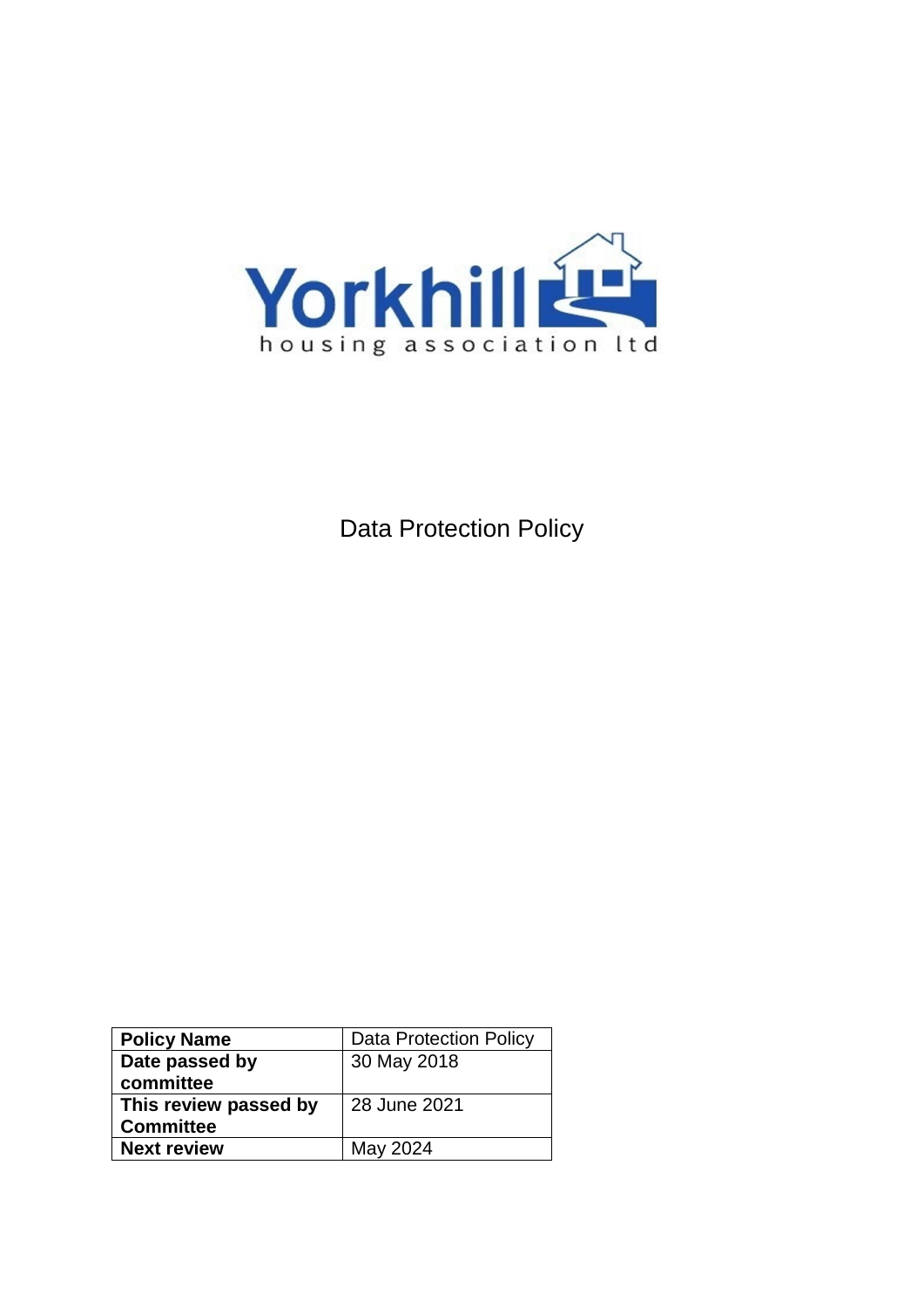Yorkhill housing association ltd

# Data Protection Policy

| Policy Name | Data Protection Policy |
|---|---|
| Date passed by committee | 30 May 2018 |
| This review passed by Committee | 28 June 2021 |
| Next review | May 2024 |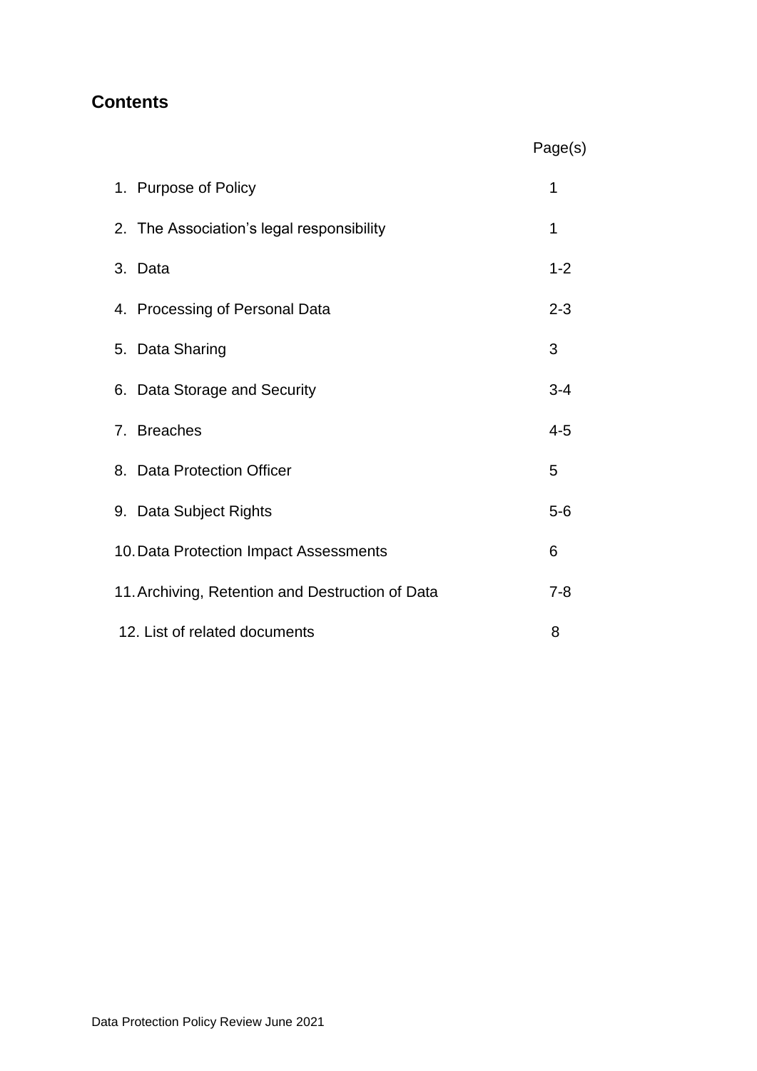## Contents

| | Page(s) |
|---|---|
| 1. Purpose of Policy | 1 |
| 2. The Association's legal responsibility | 1 |
| 3. Data | 1-2 |
| 4. Processing of Personal Data | 2-3 |
| 5. Data Sharing | 3 |
| 6. Data Storage and Security | 3-4 |
| 7. Breaches | 4-5 |
| 8. Data Protection Officer | 5 |
| 9. Data Subject Rights | 5-6 |
| 10. Data Protection Impact Assessments | 6 |
| 11. Archiving, Retention and Destruction of Data | 7-8 |
| 12. List of related documents | 8 |

Data Protection Policy Review June 2021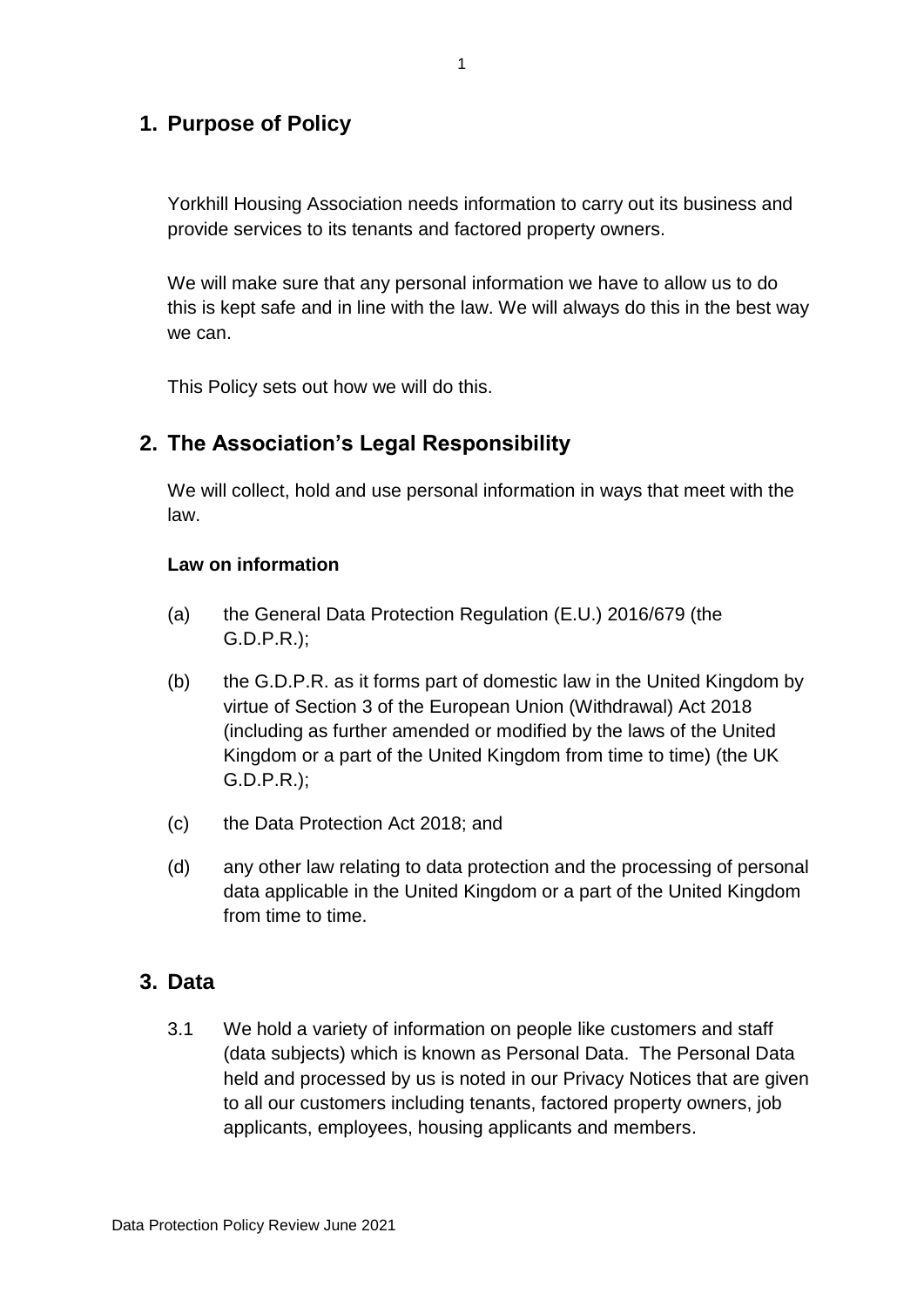## 1. Purpose of Policy

Yorkhill Housing Association needs information to carry out its business and provide services to its tenants and factored property owners.

We will make sure that any personal information we have to allow us to do this is kept safe and in line with the law. We will always do this in the best way we can.

This Policy sets out how we will do this.

## 2. The Association's Legal Responsibility

We will collect, hold and use personal information in ways that meet with the law.

**Law on information**

(a) the General Data Protection Regulation (E.U.) 2016/679 (the G.D.P.R.);

(b) the G.D.P.R. as it forms part of domestic law in the United Kingdom by virtue of Section 3 of the European Union (Withdrawal) Act 2018 (including as further amended or modified by the laws of the United Kingdom or a part of the United Kingdom from time to time) (the UK G.D.P.R.);

(c) the Data Protection Act 2018; and

(d) any other law relating to data protection and the processing of personal data applicable in the United Kingdom or a part of the United Kingdom from time to time.

## 3. Data

3.1 We hold a variety of information on people like customers and staff (data subjects) which is known as Personal Data. The Personal Data held and processed by us is noted in our Privacy Notices that are given to all our customers including tenants, factored property owners, job applicants, employees, housing applicants and members.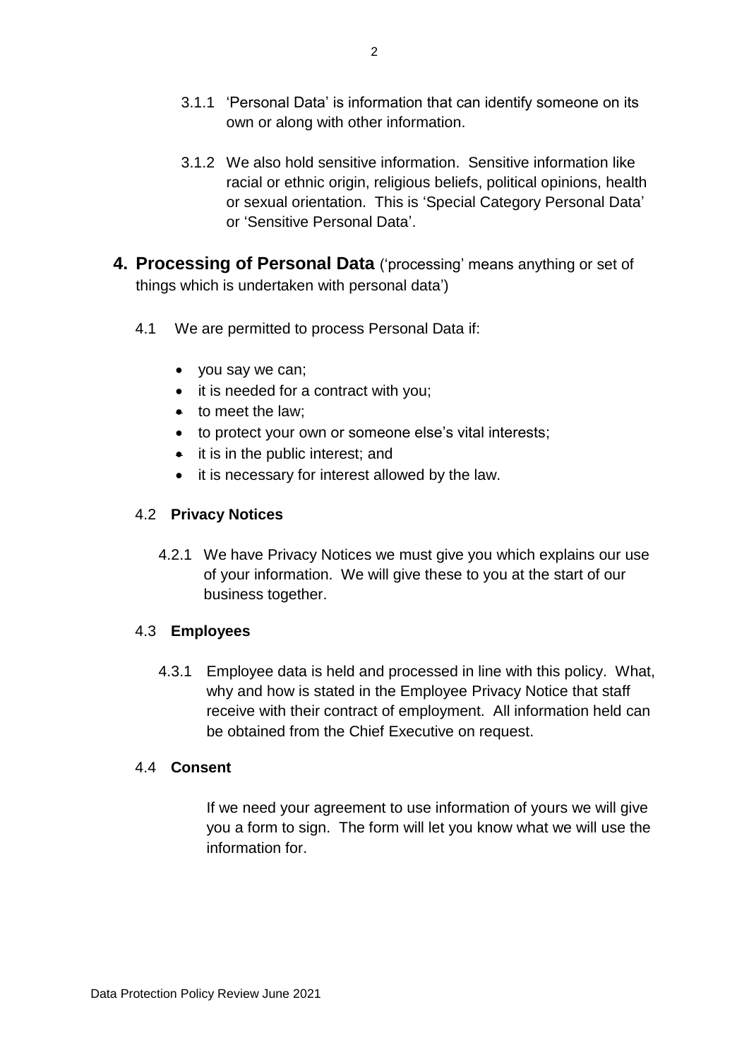3.1.1 'Personal Data' is information that can identify someone on its own or along with other information.

3.1.2 We also hold sensitive information. Sensitive information like racial or ethnic origin, religious beliefs, political opinions, health or sexual orientation. This is 'Special Category Personal Data' or 'Sensitive Personal Data'.

## 4. Processing of Personal Data ('processing' means anything or set of things which is undertaken with personal data')

4.1 We are permitted to process Personal Data if:

- you say we can;
- it is needed for a contract with you;
- to meet the law;
- to protect your own or someone else's vital interests;
- it is in the public interest; and
- it is necessary for interest allowed by the law.

### 4.2 Privacy Notices

4.2.1 We have Privacy Notices we must give you which explains our use of your information. We will give these to you at the start of our business together.

### 4.3 Employees

4.3.1 Employee data is held and processed in line with this policy. What, why and how is stated in the Employee Privacy Notice that staff receive with their contract of employment. All information held can be obtained from the Chief Executive on request.

### 4.4 Consent

If we need your agreement to use information of yours we will give you a form to sign. The form will let you know what we will use the information for.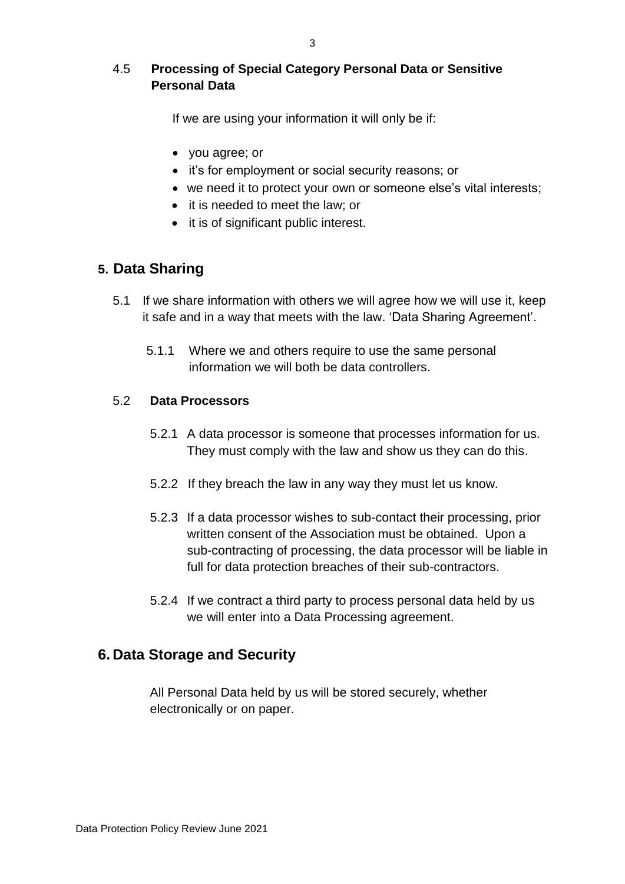### 4.5 Processing of Special Category Personal Data or Sensitive Personal Data

If we are using your information it will only be if:

- you agree; or
- it's for employment or social security reasons; or
- we need it to protect your own or someone else's vital interests;
- it is needed to meet the law; or
- it is of significant public interest.

## 5. Data Sharing

5.1 If we share information with others we will agree how we will use it, keep it safe and in a way that meets with the law. 'Data Sharing Agreement'.

5.1.1 Where we and others require to use the same personal information we will both be data controllers.

### 5.2 Data Processors

5.2.1 A data processor is someone that processes information for us. They must comply with the law and show us they can do this.

5.2.2 If they breach the law in any way they must let us know.

5.2.3 If a data processor wishes to sub-contact their processing, prior written consent of the Association must be obtained. Upon a sub-contracting of processing, the data processor will be liable in full for data protection breaches of their sub-contractors.

5.2.4 If we contract a third party to process personal data held by us we will enter into a Data Processing agreement.

## 6. Data Storage and Security

All Personal Data held by us will be stored securely, whether electronically or on paper.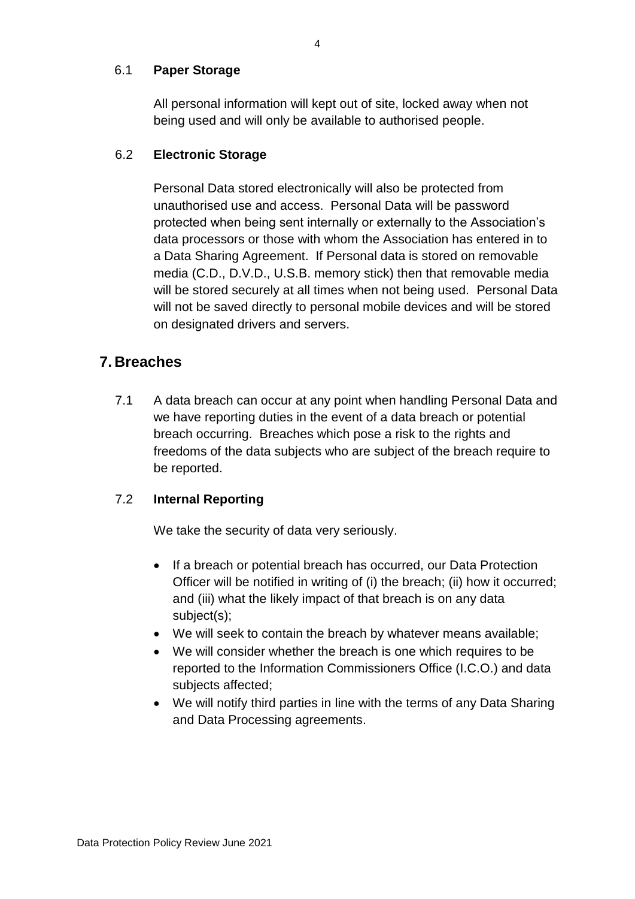6.1 **Paper Storage**

All personal information will kept out of site, locked away when not being used and will only be available to authorised people.

6.2 **Electronic Storage**

Personal Data stored electronically will also be protected from unauthorised use and access. Personal Data will be password protected when being sent internally or externally to the Association's data processors or those with whom the Association has entered in to a Data Sharing Agreement. If Personal data is stored on removable media (C.D., D.V.D., U.S.B. memory stick) then that removable media will be stored securely at all times when not being used. Personal Data will not be saved directly to personal mobile devices and will be stored on designated drivers and servers.

## 7. Breaches

7.1 A data breach can occur at any point when handling Personal Data and we have reporting duties in the event of a data breach or potential breach occurring. Breaches which pose a risk to the rights and freedoms of the data subjects who are subject of the breach require to be reported.

7.2 **Internal Reporting**

We take the security of data very seriously.

- If a breach or potential breach has occurred, our Data Protection Officer will be notified in writing of (i) the breach; (ii) how it occurred; and (iii) what the likely impact of that breach is on any data subject(s);
- We will seek to contain the breach by whatever means available;
- We will consider whether the breach is one which requires to be reported to the Information Commissioners Office (I.C.O.) and data subjects affected;
- We will notify third parties in line with the terms of any Data Sharing and Data Processing agreements.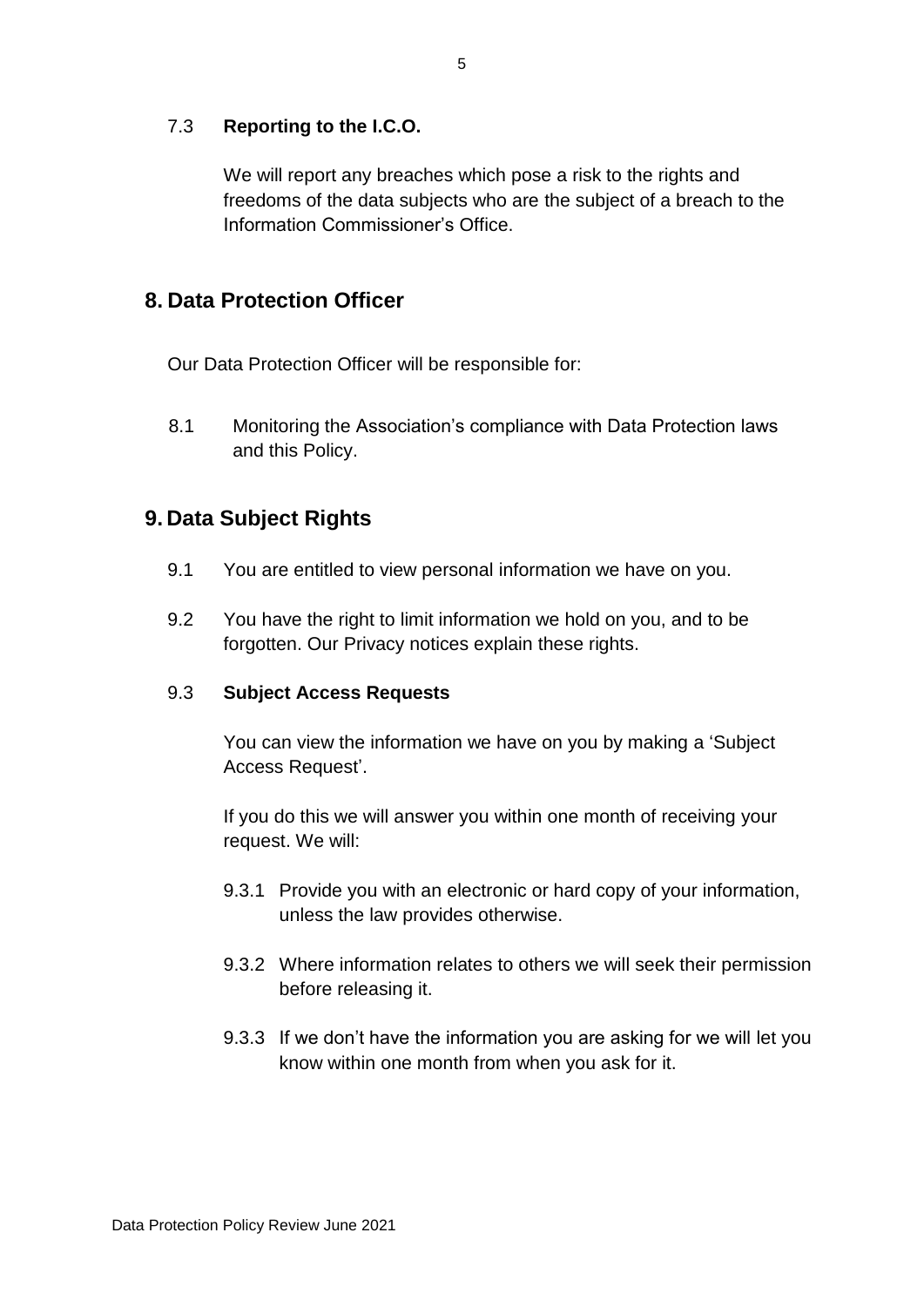### 7.3 **Reporting to the I.C.O.**

We will report any breaches which pose a risk to the rights and freedoms of the data subjects who are the subject of a breach to the Information Commissioner's Office.

## 8. Data Protection Officer

Our Data Protection Officer will be responsible for:

8.1 Monitoring the Association's compliance with Data Protection laws and this Policy.

## 9. Data Subject Rights

9.1 You are entitled to view personal information we have on you.

9.2 You have the right to limit information we hold on you, and to be forgotten. Our Privacy notices explain these rights.

### 9.3 **Subject Access Requests**

You can view the information we have on you by making a 'Subject Access Request'.

If you do this we will answer you within one month of receiving your request. We will:

9.3.1 Provide you with an electronic or hard copy of your information, unless the law provides otherwise.

9.3.2 Where information relates to others we will seek their permission before releasing it.

9.3.3 If we don't have the information you are asking for we will let you know within one month from when you ask for it.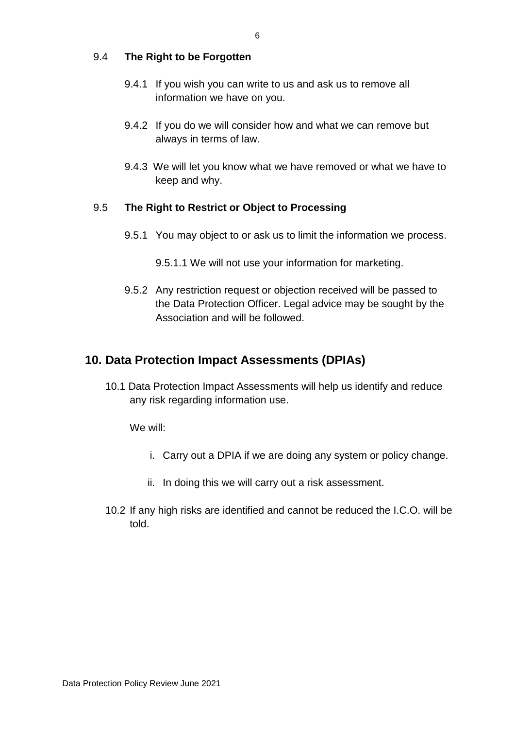### 9.4 The Right to be Forgotten

9.4.1 If you wish you can write to us and ask us to remove all information we have on you.

9.4.2 If you do we will consider how and what we can remove but always in terms of law.

9.4.3 We will let you know what we have removed or what we have to keep and why.

### 9.5 The Right to Restrict or Object to Processing

9.5.1 You may object to or ask us to limit the information we process.

9.5.1.1 We will not use your information for marketing.

9.5.2 Any restriction request or objection received will be passed to the Data Protection Officer. Legal advice may be sought by the Association and will be followed.

## 10. Data Protection Impact Assessments (DPIAs)

10.1 Data Protection Impact Assessments will help us identify and reduce any risk regarding information use.

We will:

i. Carry out a DPIA if we are doing any system or policy change.

ii. In doing this we will carry out a risk assessment.

10.2 If any high risks are identified and cannot be reduced the I.C.O. will be told.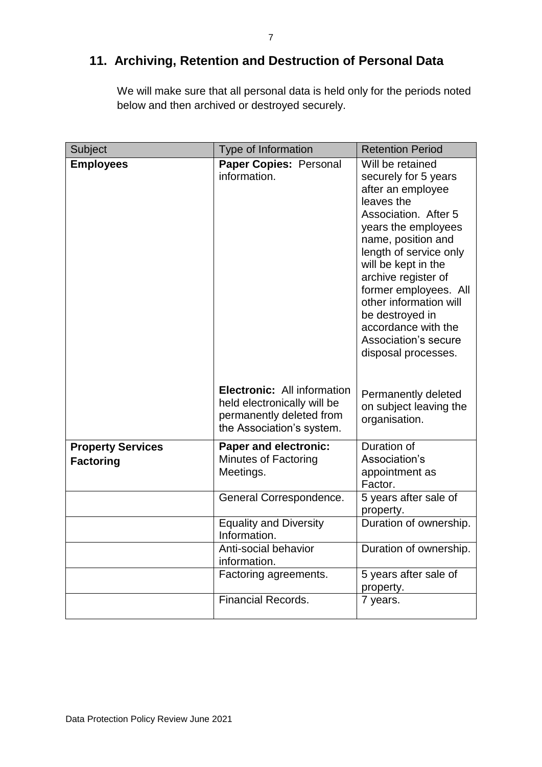## 11. Archiving, Retention and Destruction of Personal Data

We will make sure that all personal data is held only for the periods noted below and then archived or destroyed securely.

| Subject | Type of Information | Retention Period |
|---|---|---|
| **Employees** | **Paper Copies:** Personal information. | Will be retained securely for 5 years after an employee leaves the Association. After 5 years the employees name, position and length of service only will be kept in the archive register of former employees. All other information will be destroyed in accordance with the Association's secure disposal processes. |
| | **Electronic:** All information held electronically will be permanently deleted from the Association's system. | Permanently deleted on subject leaving the organisation. |
| **Property Services Factoring** | **Paper and electronic:** Minutes of Factoring Meetings. | Duration of Association's appointment as Factor. |
| | General Correspondence. | 5 years after sale of property. |
| | Equality and Diversity Information. | Duration of ownership. |
| | Anti-social behavior information. | Duration of ownership. |
| | Factoring agreements. | 5 years after sale of property. |
| | Financial Records. | 7 years. |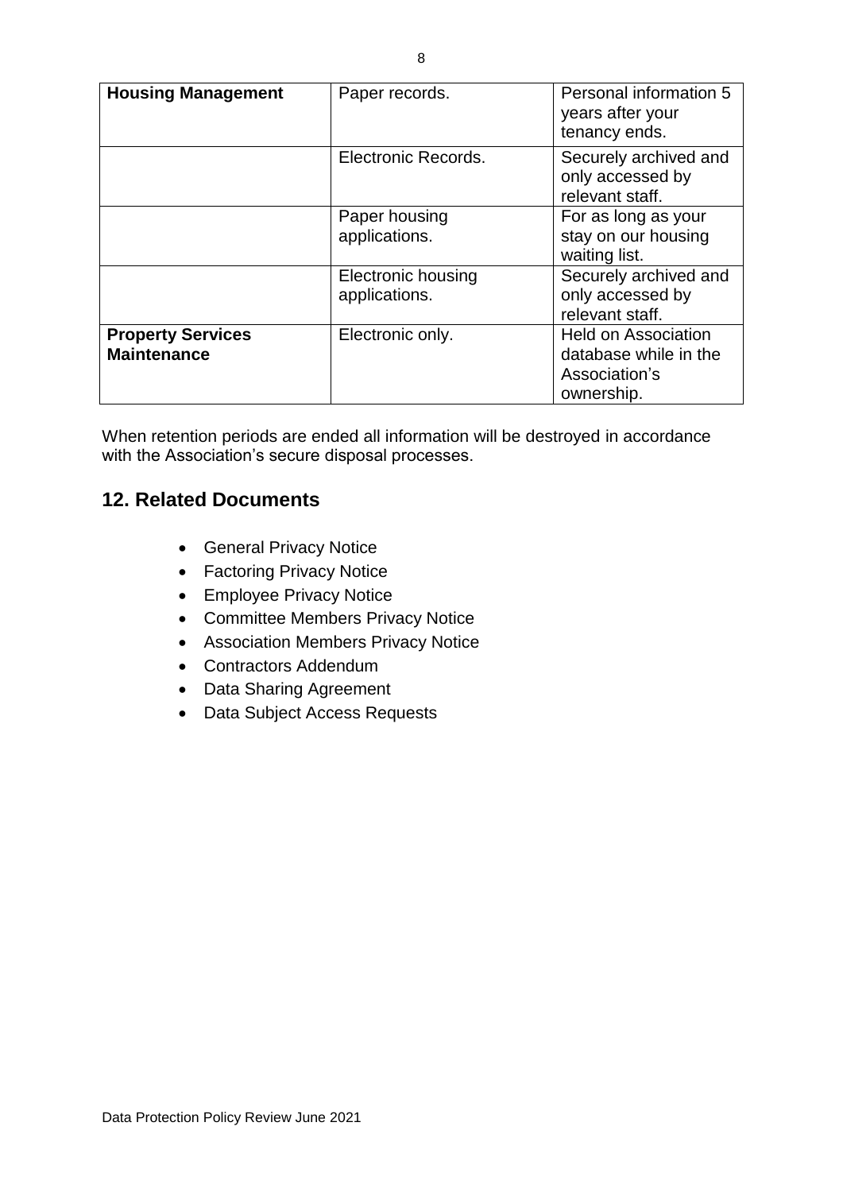| | | |
|---|---|---|
| **Housing Management** | Paper records. | Personal information 5 years after your tenancy ends. |
| | Electronic Records. | Securely archived and only accessed by relevant staff. |
| | Paper housing applications. | For as long as your stay on our housing waiting list. |
| | Electronic housing applications. | Securely archived and only accessed by relevant staff. |
| **Property Services Maintenance** | Electronic only. | Held on Association database while in the Association's ownership. |

When retention periods are ended all information will be destroyed in accordance with the Association's secure disposal processes.

## 12. Related Documents

- General Privacy Notice
- Factoring Privacy Notice
- Employee Privacy Notice
- Committee Members Privacy Notice
- Association Members Privacy Notice
- Contractors Addendum
- Data Sharing Agreement
- Data Subject Access Requests